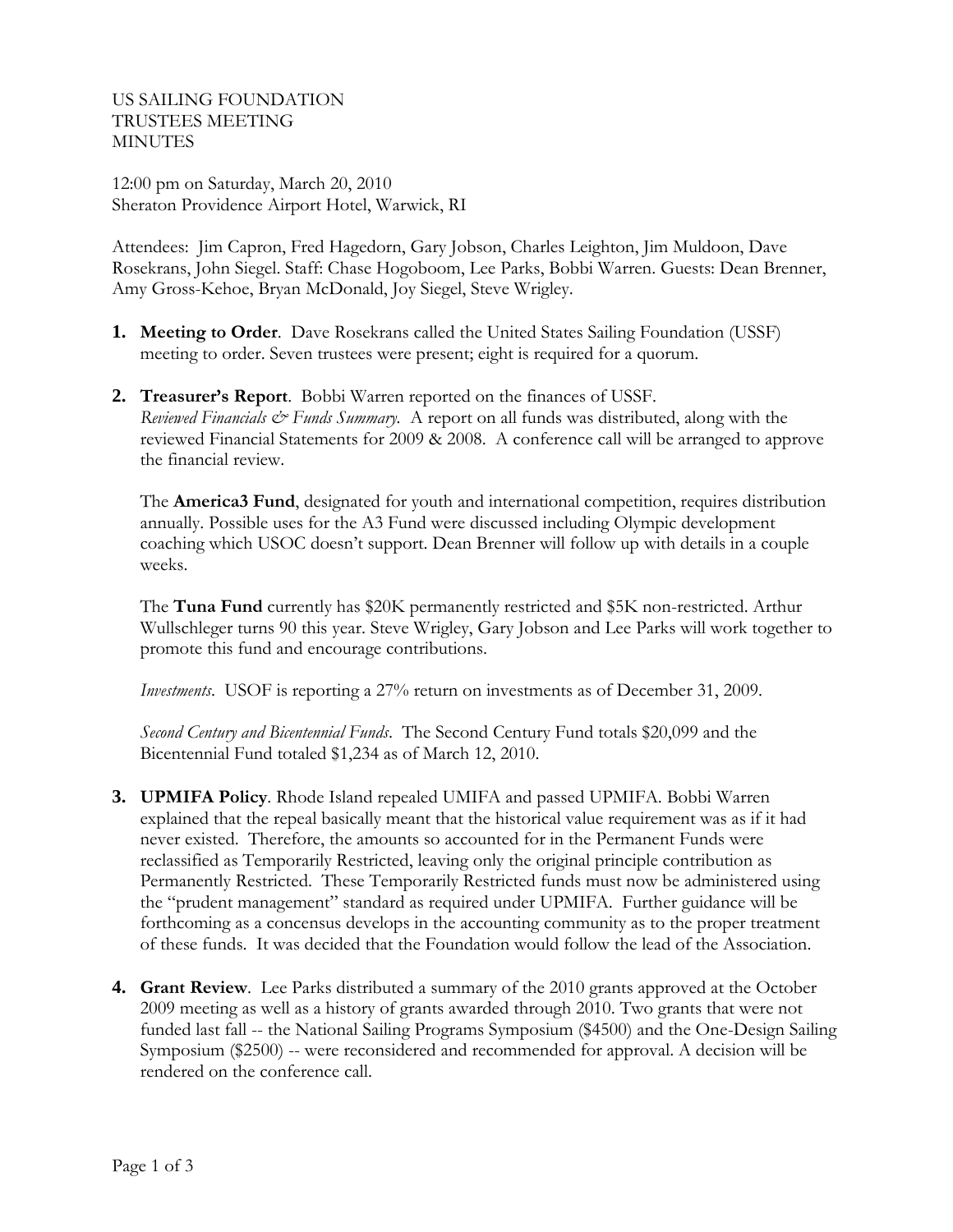US SAILING FOUNDATION
TRUSTEES MEETING
MINUTES

12:00 pm on Saturday, March 20, 2010
Sheraton Providence Airport Hotel, Warwick, RI

Attendees: Jim Capron, Fred Hagedorn, Gary Jobson, Charles Leighton, Jim Muldoon, Dave Rosekrans, John Siegel. Staff: Chase Hogoboom, Lee Parks, Bobbi Warren. Guests: Dean Brenner, Amy Gross-Kehoe, Bryan McDonald, Joy Siegel, Steve Wrigley.

1. **Meeting to Order**. Dave Rosekrans called the United States Sailing Foundation (USSF) meeting to order. Seven trustees were present; eight is required for a quorum.

2. **Treasurer's Report**. Bobbi Warren reported on the finances of USSF.
   *Reviewed Financials & Funds Summary*. A report on all funds was distributed, along with the reviewed Financial Statements for 2009 & 2008. A conference call will be arranged to approve the financial review.

   The **America3 Fund**, designated for youth and international competition, requires distribution annually. Possible uses for the A3 Fund were discussed including Olympic development coaching which USOC doesn't support. Dean Brenner will follow up with details in a couple weeks.

   The **Tuna Fund** currently has $20K permanently restricted and $5K non-restricted. Arthur Wullschleger turns 90 this year. Steve Wrigley, Gary Jobson and Lee Parks will work together to promote this fund and encourage contributions.

   *Investments*. USOF is reporting a 27% return on investments as of December 31, 2009.

   *Second Century and Bicentennial Funds*. The Second Century Fund totals $20,099 and the Bicentennial Fund totaled $1,234 as of March 12, 2010.

3. **UPMIFA Policy**. Rhode Island repealed UMIFA and passed UPMIFA. Bobbi Warren explained that the repeal basically meant that the historical value requirement was as if it had never existed. Therefore, the amounts so accounted for in the Permanent Funds were reclassified as Temporarily Restricted, leaving only the original principle contribution as Permanently Restricted. These Temporarily Restricted funds must now be administered using the "prudent management" standard as required under UPMIFA. Further guidance will be forthcoming as a concensus develops in the accounting community as to the proper treatment of these funds. It was decided that the Foundation would follow the lead of the Association.

4. **Grant Review**. Lee Parks distributed a summary of the 2010 grants approved at the October 2009 meeting as well as a history of grants awarded through 2010. Two grants that were not funded last fall -- the National Sailing Programs Symposium ($4500) and the One-Design Sailing Symposium ($2500) -- were reconsidered and recommended for approval. A decision will be rendered on the conference call.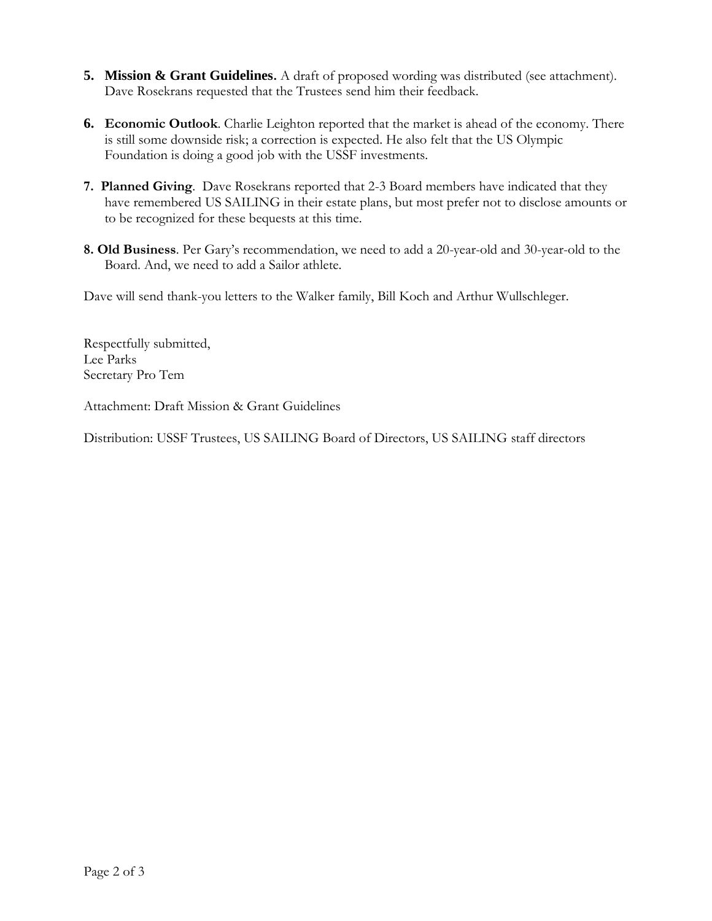5. **Mission & Grant Guidelines.** A draft of proposed wording was distributed (see attachment). Dave Rosekrans requested that the Trustees send him their feedback.

6. **Economic Outlook**. Charlie Leighton reported that the market is ahead of the economy. There is still some downside risk; a correction is expected. He also felt that the US Olympic Foundation is doing a good job with the USSF investments.

7. **Planned Giving**. Dave Rosekrans reported that 2-3 Board members have indicated that they have remembered US SAILING in their estate plans, but most prefer not to disclose amounts or to be recognized for these bequests at this time.

8. **Old Business**. Per Gary's recommendation, we need to add a 20-year-old and 30-year-old to the Board. And, we need to add a Sailor athlete.

Dave will send thank-you letters to the Walker family, Bill Koch and Arthur Wullschleger.

Respectfully submitted,
Lee Parks
Secretary Pro Tem

Attachment: Draft Mission & Grant Guidelines

Distribution: USSF Trustees, US SAILING Board of Directors, US SAILING staff directors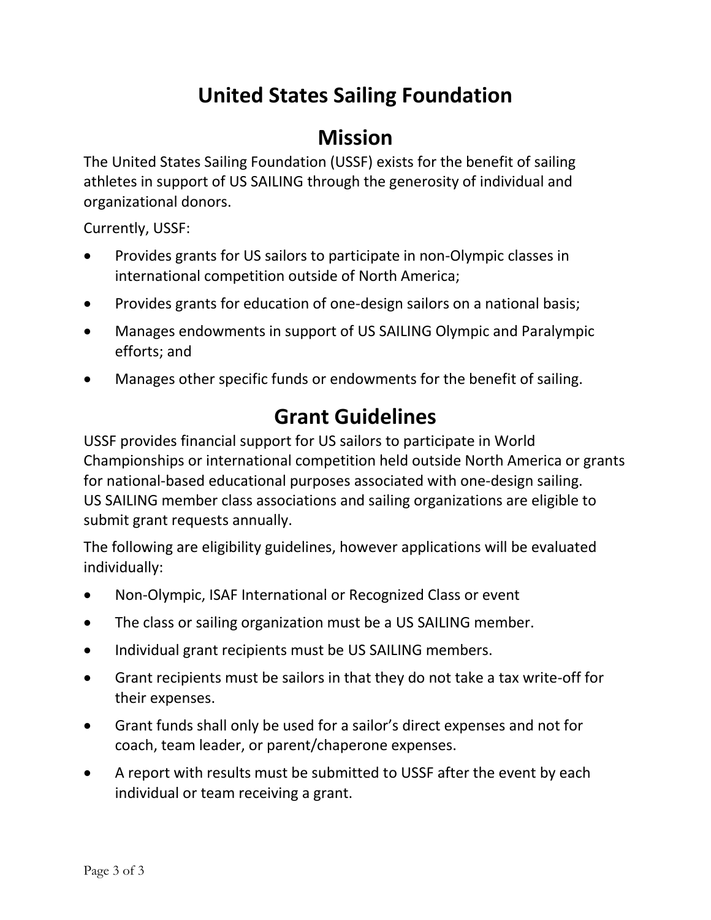# United States Sailing Foundation

## Mission

The United States Sailing Foundation (USSF) exists for the benefit of sailing athletes in support of US SAILING through the generosity of individual and organizational donors.

Currently, USSF:

- Provides grants for US sailors to participate in non-Olympic classes in international competition outside of North America;
- Provides grants for education of one-design sailors on a national basis;
- Manages endowments in support of US SAILING Olympic and Paralympic efforts; and
- Manages other specific funds or endowments for the benefit of sailing.

## Grant Guidelines

USSF provides financial support for US sailors to participate in World Championships or international competition held outside North America or grants for national-based educational purposes associated with one-design sailing. US SAILING member class associations and sailing organizations are eligible to submit grant requests annually.

The following are eligibility guidelines, however applications will be evaluated individually:

- Non-Olympic, ISAF International or Recognized Class or event
- The class or sailing organization must be a US SAILING member.
- Individual grant recipients must be US SAILING members.
- Grant recipients must be sailors in that they do not take a tax write-off for their expenses.
- Grant funds shall only be used for a sailor's direct expenses and not for coach, team leader, or parent/chaperone expenses.
- A report with results must be submitted to USSF after the event by each individual or team receiving a grant.